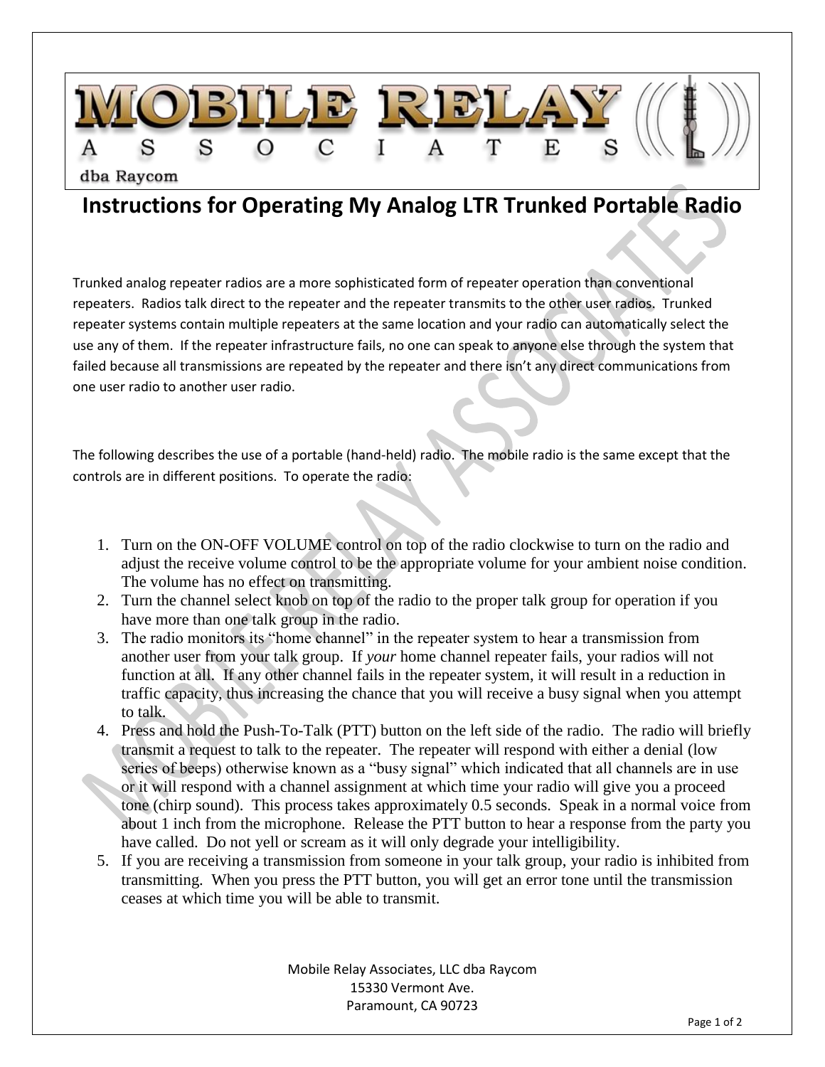MOBILE RELAY ASSOCIATES

dba Raycom

# Instructions for Operating My Analog LTR Trunked Portable Radio

Trunked analog repeater radios are a more sophisticated form of repeater operation than conventional repeaters. Radios talk direct to the repeater and the repeater transmits to the other user radios. Trunked repeater systems contain multiple repeaters at the same location and your radio can automatically select the use any of them. If the repeater infrastructure fails, no one can speak to anyone else through the system that failed because all transmissions are repeated by the repeater and there isn't any direct communications from one user radio to another user radio.

The following describes the use of a portable (hand-held) radio. The mobile radio is the same except that the controls are in different positions. To operate the radio:

1. Turn on the ON-OFF VOLUME control on top of the radio clockwise to turn on the radio and adjust the receive volume control to be the appropriate volume for your ambient noise condition. The volume has no effect on transmitting.
2. Turn the channel select knob on top of the radio to the proper talk group for operation if you have more than one talk group in the radio.
3. The radio monitors its "home channel" in the repeater system to hear a transmission from another user from your talk group. If *your* home channel repeater fails, your radios will not function at all. If any other channel fails in the repeater system, it will result in a reduction in traffic capacity, thus increasing the chance that you will receive a busy signal when you attempt to talk.
4. Press and hold the Push-To-Talk (PTT) button on the left side of the radio. The radio will briefly transmit a request to talk to the repeater. The repeater will respond with either a denial (low series of beeps) otherwise known as a "busy signal" which indicated that all channels are in use or it will respond with a channel assignment at which time your radio will give you a proceed tone (chirp sound). This process takes approximately 0.5 seconds. Speak in a normal voice from about 1 inch from the microphone. Release the PTT button to hear a response from the party you have called. Do not yell or scream as it will only degrade your intelligibility.
5. If you are receiving a transmission from someone in your talk group, your radio is inhibited from transmitting. When you press the PTT button, you will get an error tone until the transmission ceases at which time you will be able to transmit.

Mobile Relay Associates, LLC dba Raycom
15330 Vermont Ave.
Paramount, CA 90723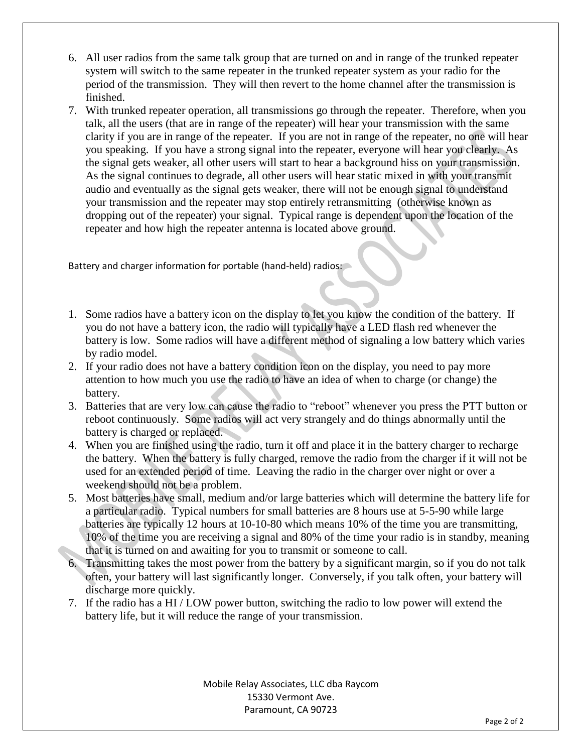6. All user radios from the same talk group that are turned on and in range of the trunked repeater system will switch to the same repeater in the trunked repeater system as your radio for the period of the transmission. They will then revert to the home channel after the transmission is finished.
7. With trunked repeater operation, all transmissions go through the repeater. Therefore, when you talk, all the users (that are in range of the repeater) will hear your transmission with the same clarity if you are in range of the repeater. If you are not in range of the repeater, no one will hear you speaking. If you have a strong signal into the repeater, everyone will hear you clearly. As the signal gets weaker, all other users will start to hear a background hiss on your transmission. As the signal continues to degrade, all other users will hear static mixed in with your transmit audio and eventually as the signal gets weaker, there will not be enough signal to understand your transmission and the repeater may stop entirely retransmitting (otherwise known as dropping out of the repeater) your signal. Typical range is dependent upon the location of the repeater and how high the repeater antenna is located above ground.

Battery and charger information for portable (hand-held) radios:

1. Some radios have a battery icon on the display to let you know the condition of the battery. If you do not have a battery icon, the radio will typically have a LED flash red whenever the battery is low. Some radios will have a different method of signaling a low battery which varies by radio model.
2. If your radio does not have a battery condition icon on the display, you need to pay more attention to how much you use the radio to have an idea of when to charge (or change) the battery.
3. Batteries that are very low can cause the radio to "reboot" whenever you press the PTT button or reboot continuously. Some radios will act very strangely and do things abnormally until the battery is charged or replaced.
4. When you are finished using the radio, turn it off and place it in the battery charger to recharge the battery. When the battery is fully charged, remove the radio from the charger if it will not be used for an extended period of time. Leaving the radio in the charger over night or over a weekend should not be a problem.
5. Most batteries have small, medium and/or large batteries which will determine the battery life for a particular radio. Typical numbers for small batteries are 8 hours use at 5-5-90 while large batteries are typically 12 hours at 10-10-80 which means 10% of the time you are transmitting, 10% of the time you are receiving a signal and 80% of the time your radio is in standby, meaning that it is turned on and awaiting for you to transmit or someone to call.
6. Transmitting takes the most power from the battery by a significant margin, so if you do not talk often, your battery will last significantly longer. Conversely, if you talk often, your battery will discharge more quickly.
7. If the radio has a HI / LOW power button, switching the radio to low power will extend the battery life, but it will reduce the range of your transmission.

Mobile Relay Associates, LLC dba Raycom
15330 Vermont Ave.
Paramount, CA 90723